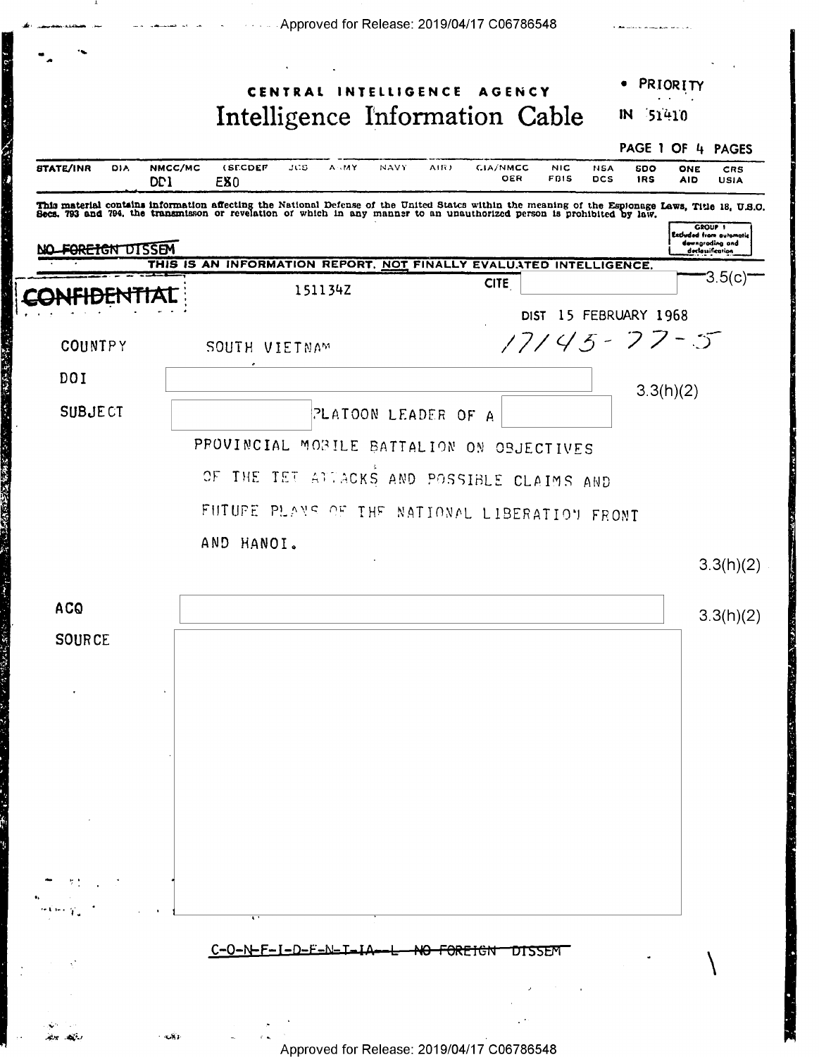CENTRAL INTELLIGENCE AGENCY

# Intelligence Information Cable

• PRIORITY

IN 51410

PAGE 1 OF 4 PAGES

| STATE/INR | DIA | NMCC/MC | (SECDEF | JCS | ARMY | NAVY | AIR) | CIA/NMCC | NIC | NSA | SDO | ONE | CRS |
|---|---|---|---|---|---|---|---|---|---|---|---|---|---|
| | | DDI | EXO | | | | | OER | FBIS | DCS | IRS | AID | USIA |

This material contains information affecting the National Defense of the United States within the meaning of the Espionage Laws, Title 18, U.S.C. Secs. 793 and 794, the transmisson or revelation of which in any manner to an unauthorized person is prohibited by law.

GROUP 1
Excluded from automatic downgrading and declassification

~~NO FOREIGN DISSEM~~

THIS IS AN INFORMATION REPORT, NOT FINALLY EVALUATED INTELLIGENCE.

~~CONFIDENTIAL~~ 151134Z CITE [redacted] 3.5(c)

DIST 15 FEBRUARY 1968

17145-77-5

COUNTRY SOUTH VIETNAM

DOI [redacted] 3.3(h)(2)

SUBJECT [redacted] PLATOON LEADER OF A [redacted] PROVINCIAL MOBILE BATTALION ON OBJECTIVES OF THE TET ATTACKS AND POSSIBLE CLAIMS AND FUTURE PLANS OF THE NATIONAL LIBERATION FRONT AND HANOI.

3.3(h)(2)

ACQ [redacted] 3.3(h)(2)

SOURCE [redacted]

C-O-N-F-I-D-E-N-T-I-A-L ~~NO FOREIGN DISSEM~~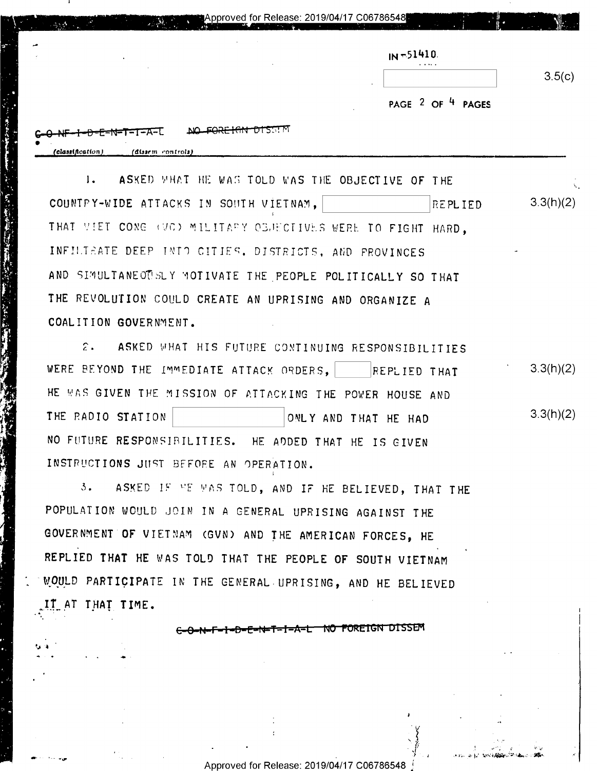IN-51410

3.5(c)

~~C-O-N-F-I-D-E-N-T-I-A-L~~ ~~NO FOREIGN DISSEM~~

*(classification)* *(dissem controls)*

1. ASKED WHAT HE WAS TOLD WAS THE OBJECTIVE OF THE COUNTRY-WIDE ATTACKS IN SOUTH VIETNAM, [ ] REPLIED THAT VIET CONG (VC) MILITARY OBJECTIVES WERE TO FIGHT HARD, INFILTRATE DEEP INTO CITIES, DISTRICTS, AND PROVINCES AND SIMULTANEOUSLY MOTIVATE THE PEOPLE POLITICALLY SO THAT THE REVOLUTION COULD CREATE AN UPRISING AND ORGANIZE A COALITION GOVERNMENT. 3.3(h)(2)

2. ASKED WHAT HIS FUTURE CONTINUING RESPONSIBILITIES WERE BEYOND THE IMMEDIATE ATTACK ORDERS, [ ] REPLIED THAT HE WAS GIVEN THE MISSION OF ATTACKING THE POWER HOUSE AND THE RADIO STATION [ ] ONLY AND THAT HE HAD NO FUTURE RESPONSIBILITIES. HE ADDED THAT HE IS GIVEN INSTRUCTIONS JUST BEFORE AN OPERATION. 3.3(h)(2) 3.3(h)(2)

3. ASKED IF HE WAS TOLD, AND IF HE BELIEVED, THAT THE POPULATION WOULD JOIN IN A GENERAL UPRISING AGAINST THE GOVERNMENT OF VIETNAM (GVN) AND THE AMERICAN FORCES, HE REPLIED THAT HE WAS TOLD THAT THE PEOPLE OF SOUTH VIETNAM WOULD PARTICIPATE IN THE GENERAL UPRISING, AND HE BELIEVED IT AT THAT TIME.

~~C-O-N-F-I-D-E-N-T-I-A-L~~ ~~NO FOREIGN DISSEM~~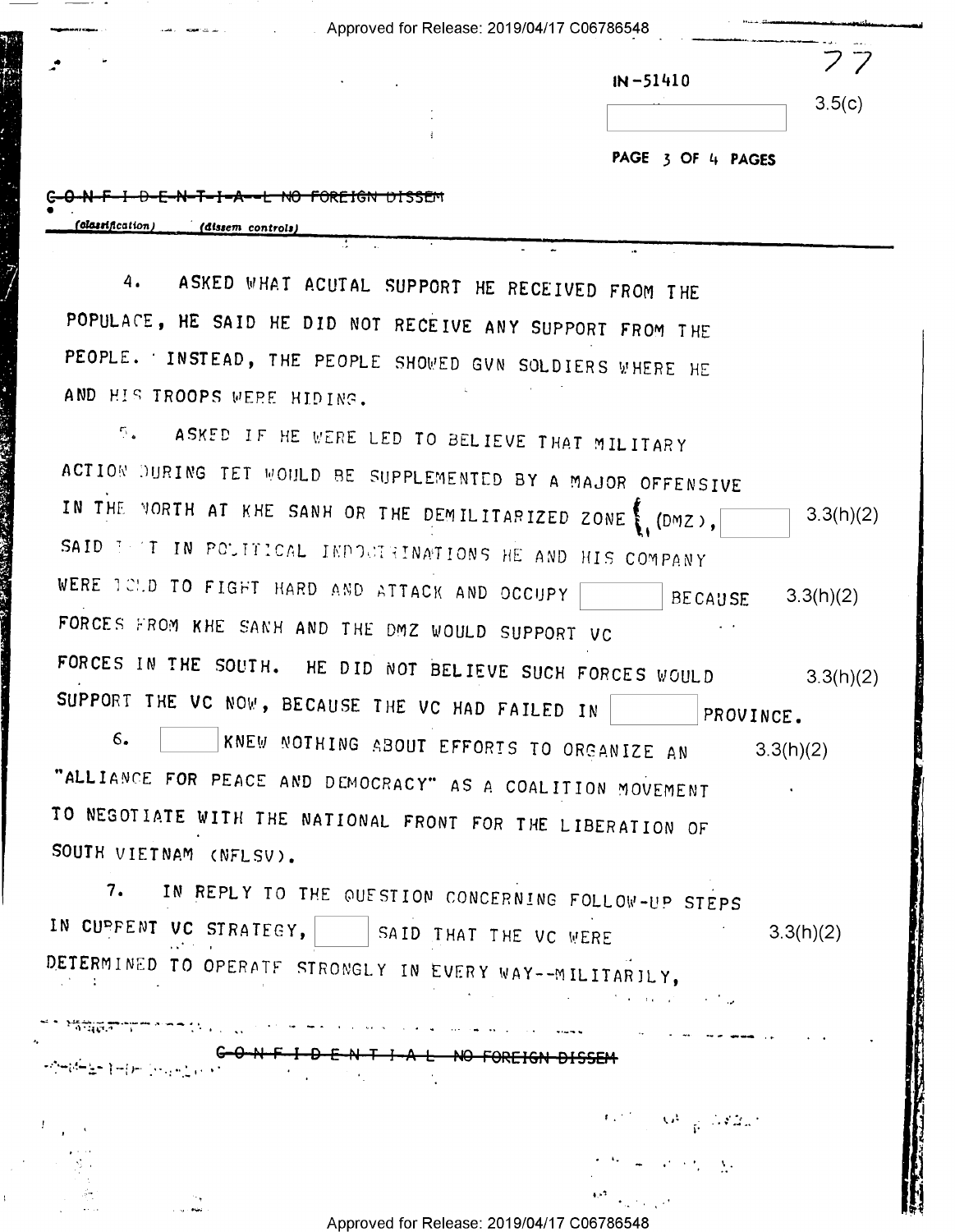IN-51410

3.5(c)

C-O-N-F-I-D-E-N-T-I-A-L NO FOREIGN DISSEM

(classification) (dissem controls)

4. ASKED WHAT ACUTAL SUPPORT HE RECEIVED FROM THE POPULACE, HE SAID HE DID NOT RECEIVE ANY SUPPORT FROM THE PEOPLE. INSTEAD, THE PEOPLE SHOWED GVN SOLDIERS WHERE HE AND HIS TROOPS WERE HIDING.

5. ASKED IF HE WERE LED TO BELIEVE THAT MILITARY ACTION DURING TET WOULD BE SUPPLEMENTED BY A MAJOR OFFENSIVE IN THE NORTH AT KHE SANH OR THE DEMILITARIZED ZONE (DMZ), [ ] SAID THAT IN POLITICAL INDOCTRINATIONS HE AND HIS COMPANY WERE TOLD TO FIGHT HARD AND ATTACK AND OCCUPY [ ] BECAUSE FORCES FROM KHE SANH AND THE DMZ WOULD SUPPORT VC FORCES IN THE SOUTH. HE DID NOT BELIEVE SUCH FORCES WOULD SUPPORT THE VC NOW, BECAUSE THE VC HAD FAILED IN [ ] PROVINCE. 3.3(h)(2)

6. [ ] KNEW NOTHING ABOUT EFFORTS TO ORGANIZE AN "ALLIANCE FOR PEACE AND DEMOCRACY" AS A COALITION MOVEMENT TO NEGOTIATE WITH THE NATIONAL FRONT FOR THE LIBERATION OF SOUTH VIETNAM (NFLSV). 3.3(h)(2)

7. IN REPLY TO THE QUESTION CONCERNING FOLLOW-UP STEPS IN CURRENT VC STRATEGY, [ ] SAID THAT THE VC WERE DETERMINED TO OPERATE STRONGLY IN EVERY WAY--MILITARILY, 3.3(h)(2)

C-O-N-F-I-D-E-N-T-I-A-L NO FOREIGN DISSEM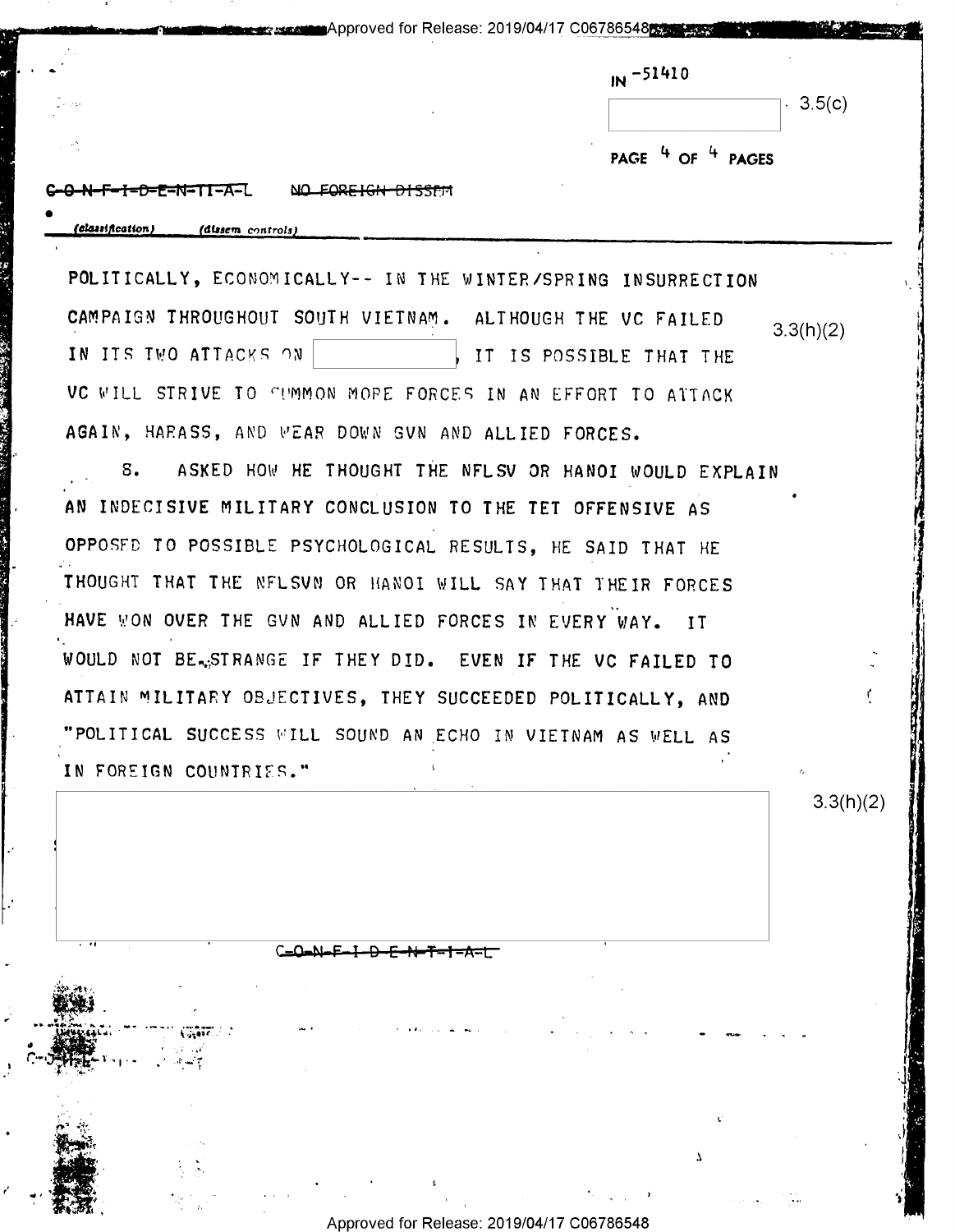IN -51410

3.5(c)

C-O-N-F-I-D-E-N-T-I-A-L NO FOREIGN DISSEM

(classification) (dissem controls)

POLITICALLY, ECONOMICALLY-- IN THE WINTER/SPRING INSURRECTION CAMPAIGN THROUGHOUT SOUTH VIETNAM. ALTHOUGH THE VC FAILED IN ITS TWO ATTACKS ON [ ], IT IS POSSIBLE THAT THE VC WILL STRIVE TO SUMMON MORE FORCES IN AN EFFORT TO ATTACK AGAIN, HARASS, AND WEAR DOWN GVN AND ALLIED FORCES.

3.3(h)(2)

8. ASKED HOW HE THOUGHT THE NFLSV OR HANOI WOULD EXPLAIN AN INDECISIVE MILITARY CONCLUSION TO THE TET OFFENSIVE AS OPPOSED TO POSSIBLE PSYCHOLOGICAL RESULTS, HE SAID THAT HE THOUGHT THAT THE NFLSVN OR HANOI WILL SAY THAT THEIR FORCES HAVE WON OVER THE GVN AND ALLIED FORCES IN EVERY WAY. IT WOULD NOT BE STRANGE IF THEY DID. EVEN IF THE VC FAILED TO ATTAIN MILITARY OBJECTIVES, THEY SUCCEEDED POLITICALLY, AND "POLITICAL SUCCESS WILL SOUND AN ECHO IN VIETNAM AS WELL AS IN FOREIGN COUNTRIES."

3.3(h)(2)

C-O-N-F-I-D-E-N-T-I-A-L